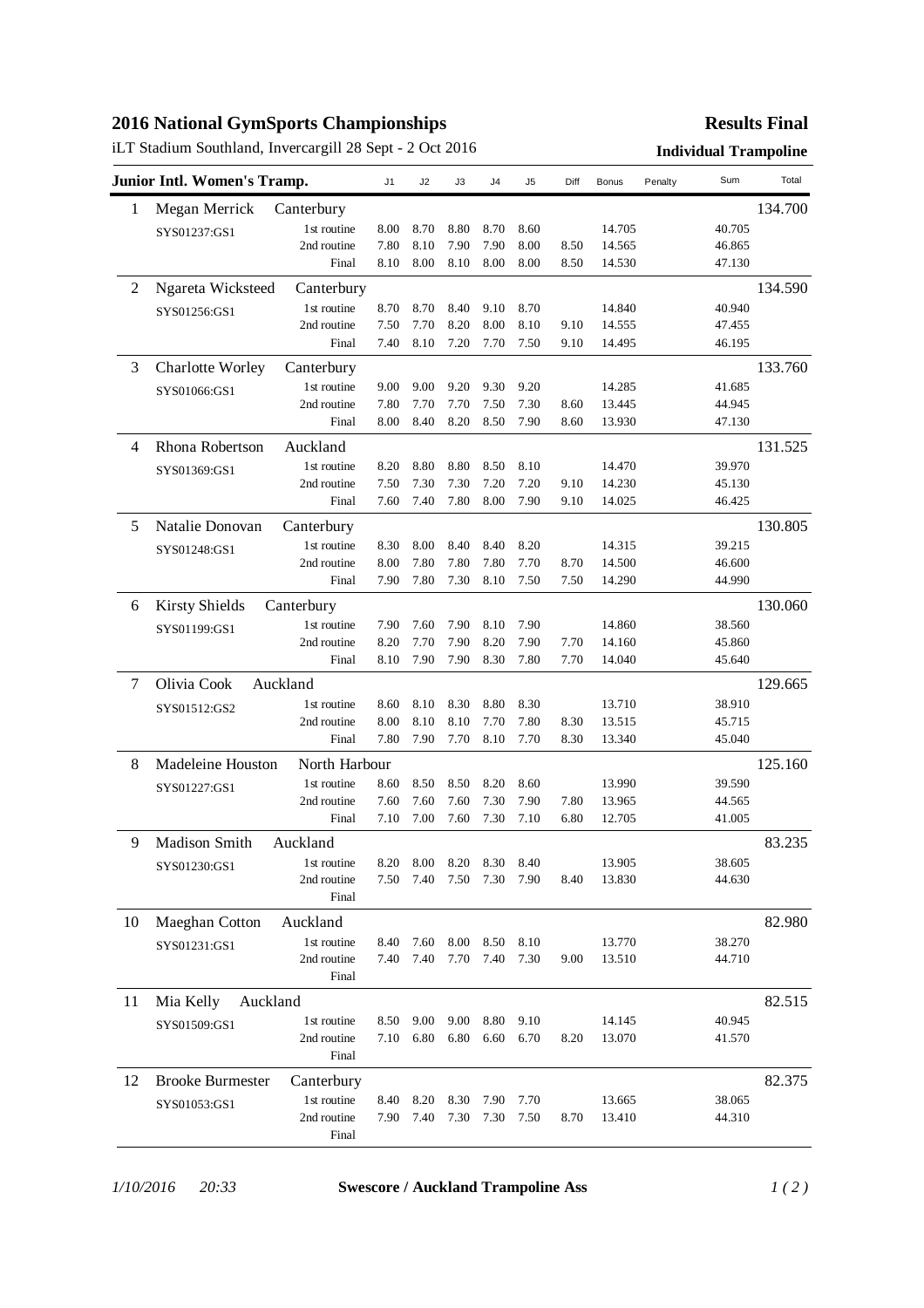# 2016 National GymSports Championships

iLT Stadium Southland, Invercargill 28 Sept - 2 Oct 2016

**Results Final**

**Individual Trampoline**

| Junior Intl. Women's Tramp. | | | J1 | J2 | J3 | J4 | J5 | Diff | Bonus | Penalty | Sum | Total |
|---|---|---|---|---|---|---|---|---|---|---|---|---|
| 1 | Megan Merrick | Canterbury | | | | | | | | | | 134.700 |
| | SYS01237:GS1 | 1st routine | 8.00 | 8.70 | 8.80 | 8.70 | 8.60 | | 14.705 | | 40.705 | |
| | | 2nd routine | 7.80 | 8.10 | 7.90 | 7.90 | 8.00 | 8.50 | 14.565 | | 46.865 | |
| | | Final | 8.10 | 8.00 | 8.10 | 8.00 | 8.00 | 8.50 | 14.530 | | 47.130 | |
| 2 | Ngareta Wicksteed | Canterbury | | | | | | | | | | 134.590 |
| | SYS01256:GS1 | 1st routine | 8.70 | 8.70 | 8.40 | 9.10 | 8.70 | | 14.840 | | 40.940 | |
| | | 2nd routine | 7.50 | 7.70 | 8.20 | 8.00 | 8.10 | 9.10 | 14.555 | | 47.455 | |
| | | Final | 7.40 | 8.10 | 7.20 | 7.70 | 7.50 | 9.10 | 14.495 | | 46.195 | |
| 3 | Charlotte Worley | Canterbury | | | | | | | | | | 133.760 |
| | SYS01066:GS1 | 1st routine | 9.00 | 9.00 | 9.20 | 9.30 | 9.20 | | 14.285 | | 41.685 | |
| | | 2nd routine | 7.80 | 7.70 | 7.70 | 7.50 | 7.30 | 8.60 | 13.445 | | 44.945 | |
| | | Final | 8.00 | 8.40 | 8.20 | 8.50 | 7.90 | 8.60 | 13.930 | | 47.130 | |
| 4 | Rhona Robertson | Auckland | | | | | | | | | | 131.525 |
| | SYS01369:GS1 | 1st routine | 8.20 | 8.80 | 8.80 | 8.50 | 8.10 | | 14.470 | | 39.970 | |
| | | 2nd routine | 7.50 | 7.30 | 7.30 | 7.20 | 7.20 | 9.10 | 14.230 | | 45.130 | |
| | | Final | 7.60 | 7.40 | 7.80 | 8.00 | 7.90 | 9.10 | 14.025 | | 46.425 | |
| 5 | Natalie Donovan | Canterbury | | | | | | | | | | 130.805 |
| | SYS01248:GS1 | 1st routine | 8.30 | 8.00 | 8.40 | 8.40 | 8.20 | | 14.315 | | 39.215 | |
| | | 2nd routine | 8.00 | 7.80 | 7.80 | 7.80 | 7.70 | 8.70 | 14.500 | | 46.600 | |
| | | Final | 7.90 | 7.80 | 7.30 | 8.10 | 7.50 | 7.50 | 14.290 | | 44.990 | |
| 6 | Kirsty Shields | Canterbury | | | | | | | | | | 130.060 |
| | SYS01199:GS1 | 1st routine | 7.90 | 7.60 | 7.90 | 8.10 | 7.90 | | 14.860 | | 38.560 | |
| | | 2nd routine | 8.20 | 7.70 | 7.90 | 8.20 | 7.90 | 7.70 | 14.160 | | 45.860 | |
| | | Final | 8.10 | 7.90 | 7.90 | 8.30 | 7.80 | 7.70 | 14.040 | | 45.640 | |
| 7 | Olivia Cook | Auckland | | | | | | | | | | 129.665 |
| | SYS01512:GS2 | 1st routine | 8.60 | 8.10 | 8.30 | 8.80 | 8.30 | | 13.710 | | 38.910 | |
| | | 2nd routine | 8.00 | 8.10 | 8.10 | 7.70 | 7.80 | 8.30 | 13.515 | | 45.715 | |
| | | Final | 7.80 | 7.90 | 7.70 | 8.10 | 7.70 | 8.30 | 13.340 | | 45.040 | |
| 8 | Madeleine Houston | North Harbour | | | | | | | | | | 125.160 |
| | SYS01227:GS1 | 1st routine | 8.60 | 8.50 | 8.50 | 8.20 | 8.60 | | 13.990 | | 39.590 | |
| | | 2nd routine | 7.60 | 7.60 | 7.60 | 7.30 | 7.90 | 7.80 | 13.965 | | 44.565 | |
| | | Final | 7.10 | 7.00 | 7.60 | 7.30 | 7.10 | 6.80 | 12.705 | | 41.005 | |
| 9 | Madison Smith | Auckland | | | | | | | | | | 83.235 |
| | SYS01230:GS1 | 1st routine | 8.20 | 8.00 | 8.20 | 8.30 | 8.40 | | 13.905 | | 38.605 | |
| | | 2nd routine | 7.50 | 7.40 | 7.50 | 7.30 | 7.90 | 8.40 | 13.830 | | 44.630 | |
| | | Final | | | | | | | | | | |
| 10 | Maeghan Cotton | Auckland | | | | | | | | | | 82.980 |
| | SYS01231:GS1 | 1st routine | 8.40 | 7.60 | 8.00 | 8.50 | 8.10 | | 13.770 | | 38.270 | |
| | | 2nd routine | 7.40 | 7.40 | 7.70 | 7.40 | 7.30 | 9.00 | 13.510 | | 44.710 | |
| | | Final | | | | | | | | | | |
| 11 | Mia Kelly | Auckland | | | | | | | | | | 82.515 |
| | SYS01509:GS1 | 1st routine | 8.50 | 9.00 | 9.00 | 8.80 | 9.10 | | 14.145 | | 40.945 | |
| | | 2nd routine | 7.10 | 6.80 | 6.80 | 6.60 | 6.70 | 8.20 | 13.070 | | 41.570 | |
| | | Final | | | | | | | | | | |
| 12 | Brooke Burmester | Canterbury | | | | | | | | | | 82.375 |
| | SYS01053:GS1 | 1st routine | 8.40 | 8.20 | 8.30 | 7.90 | 7.70 | | 13.665 | | 38.065 | |
| | | 2nd routine | 7.90 | 7.40 | 7.30 | 7.30 | 7.50 | 8.70 | 13.410 | | 44.310 | |
| | | Final | | | | | | | | | | |

*1/10/2016 20:33* **Swescore / Auckland Trampoline Ass**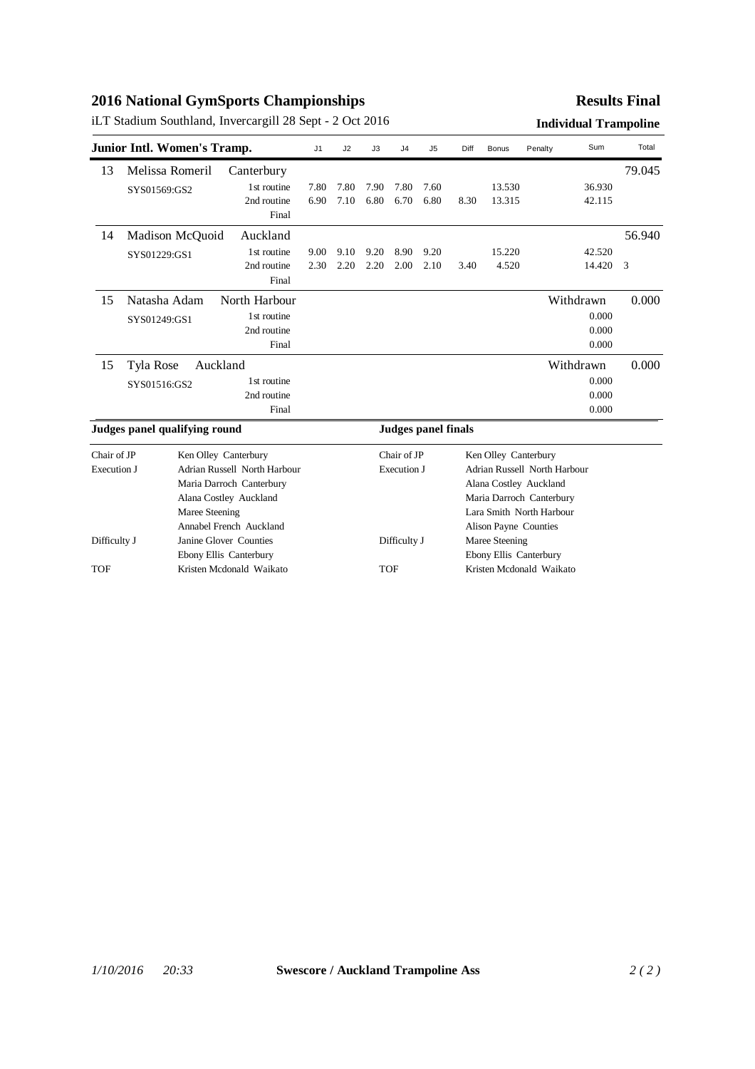# 2016 National GymSports Championships

**Results Final**

iLT Stadium Southland, Invercargill 28 Sept - 2 Oct 2016

**Individual Trampoline**

| Junior Intl. Women's Tramp. | | | J1 | J2 | J3 | J4 | J5 | Diff | Bonus | Penalty | Sum | Total |
|---|---|---|---|---|---|---|---|---|---|---|---|---|
| 13 | Melissa Romeril | Canterbury | | | | | | | | | | 79.045 |
| | SYS01569:GS2 | 1st routine | 7.80 | 7.80 | 7.90 | 7.80 | 7.60 | | 13.530 | | 36.930 | |
| | | 2nd routine | 6.90 | 7.10 | 6.80 | 6.70 | 6.80 | 8.30 | 13.315 | | 42.115 | |
| | | Final | | | | | | | | | | |
| 14 | Madison McQuoid | Auckland | | | | | | | | | | 56.940 |
| | SYS01229:GS1 | 1st routine | 9.00 | 9.10 | 9.20 | 8.90 | 9.20 | | 15.220 | | 42.520 | |
| | | 2nd routine | 2.30 | 2.20 | 2.20 | 2.00 | 2.10 | 3.40 | 4.520 | | 14.420 | 3 |
| | | Final | | | | | | | | | | |
| 15 | Natasha Adam | North Harbour | | | | | | | | | Withdrawn | 0.000 |
| | SYS01249:GS1 | 1st routine | | | | | | | | | 0.000 | |
| | | 2nd routine | | | | | | | | | 0.000 | |
| | | Final | | | | | | | | | 0.000 | |
| 15 | Tyla Rose | Auckland | | | | | | | | | Withdrawn | 0.000 |
| | SYS01516:GS2 | 1st routine | | | | | | | | | 0.000 | |
| | | 2nd routine | | | | | | | | | 0.000 | |
| | | Final | | | | | | | | | 0.000 | |

| Judges panel qualifying round | | Judges panel finals | |
|---|---|---|---|
| Chair of JP | Ken Olley Canterbury | Chair of JP | Ken Olley Canterbury |
| Execution J | Adrian Russell North Harbour | Execution J | Adrian Russell North Harbour |
| | Maria Darroch Canterbury | | Alana Costley Auckland |
| | Alana Costley Auckland | | Maria Darroch Canterbury |
| | Maree Steening | | Lara Smith North Harbour |
| | Annabel French Auckland | | Alison Payne Counties |
| Difficulty J | Janine Glover Counties | Difficulty J | Maree Steening |
| | Ebony Ellis Canterbury | | Ebony Ellis Canterbury |
| TOF | Kristen Mcdonald Waikato | TOF | Kristen Mcdonald Waikato |

*1/10/2016 20:33* **Swescore / Auckland Trampoline Ass**